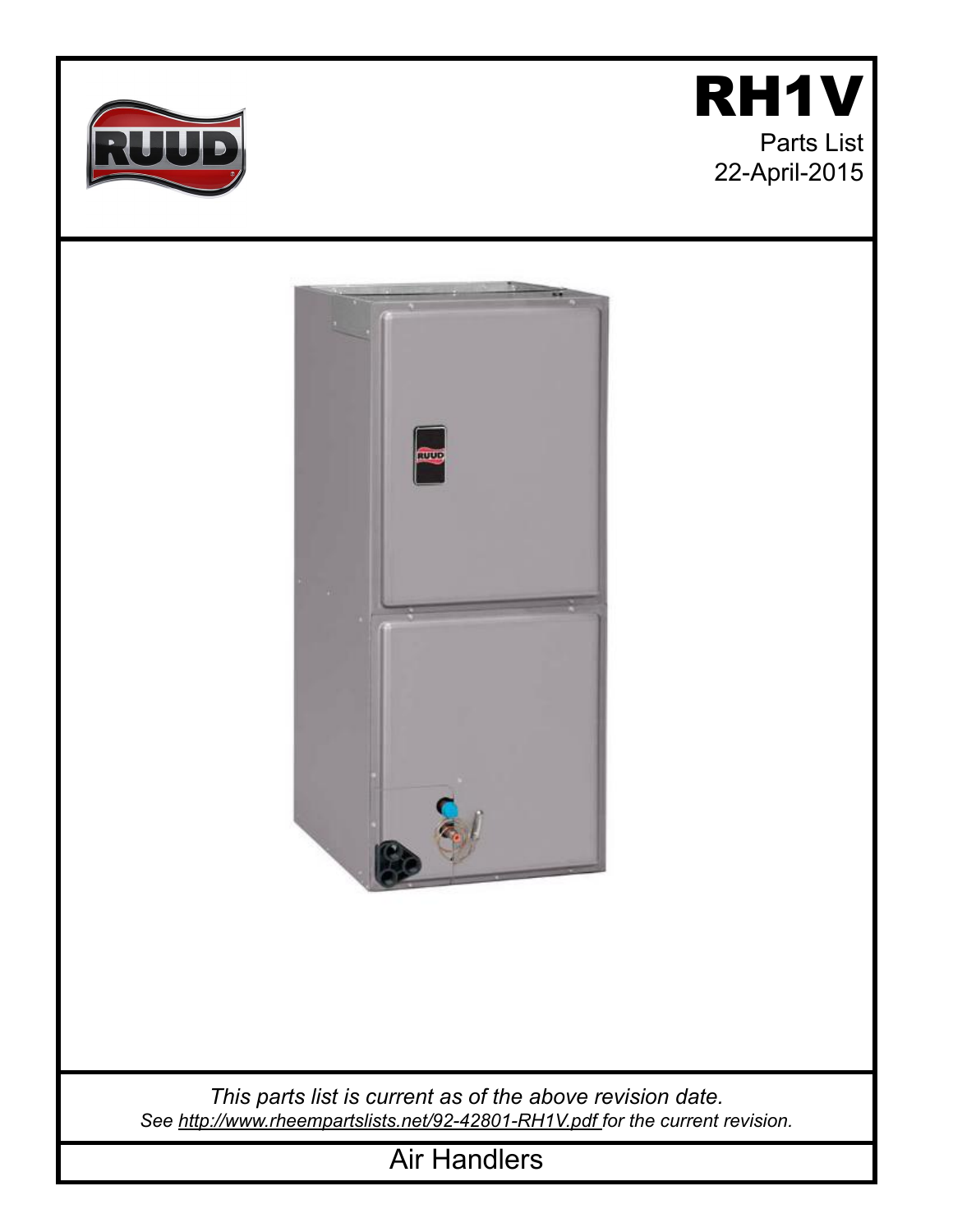# RH1V

Parts List

22-April-2015

*This parts list is current as of the above revision date.*

*See http://www.rheempartslists.net/92-42801-RH1V.pdf for the current revision.*

Air Handlers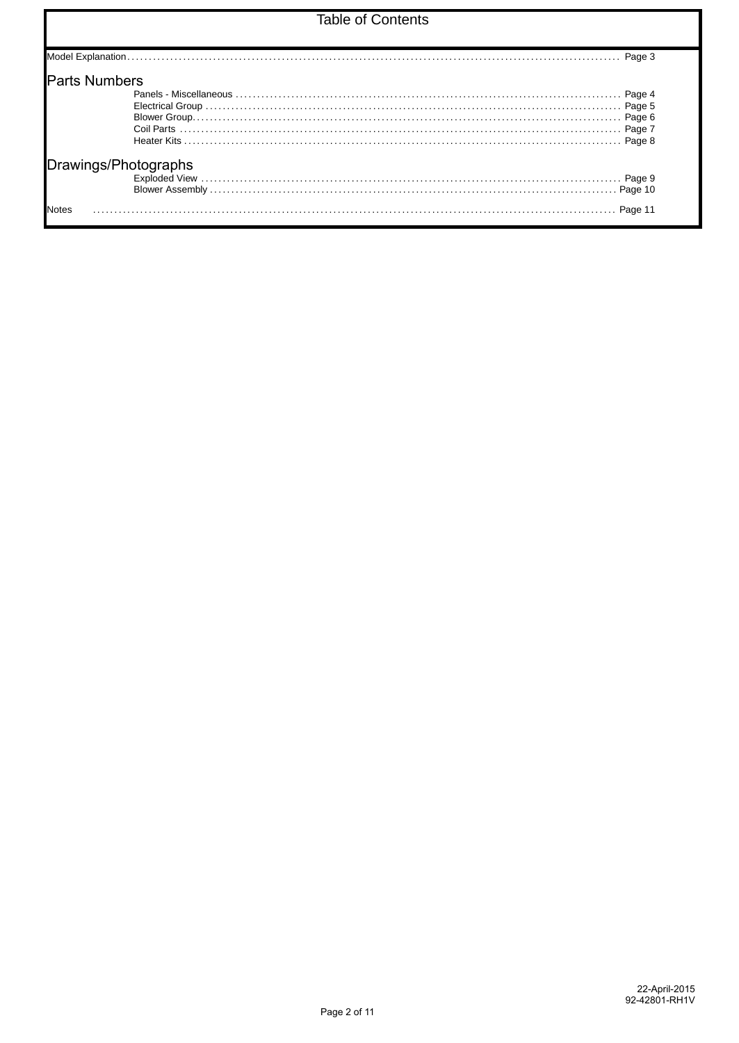# Table of Contents

Model Explanation .................................................. Page 3

## Parts Numbers

- Panels - Miscellaneous .................................................. Page 4
- Electrical Group .................................................. Page 5
- Blower Group .................................................. Page 6
- Coil Parts .................................................. Page 7
- Heater Kits .................................................. Page 8

## Drawings/Photographs

- Exploded View .................................................. Page 9
- Blower Assembly .................................................. Page 10

Notes .................................................. Page 11

22-April-2015
92-42801-RH1V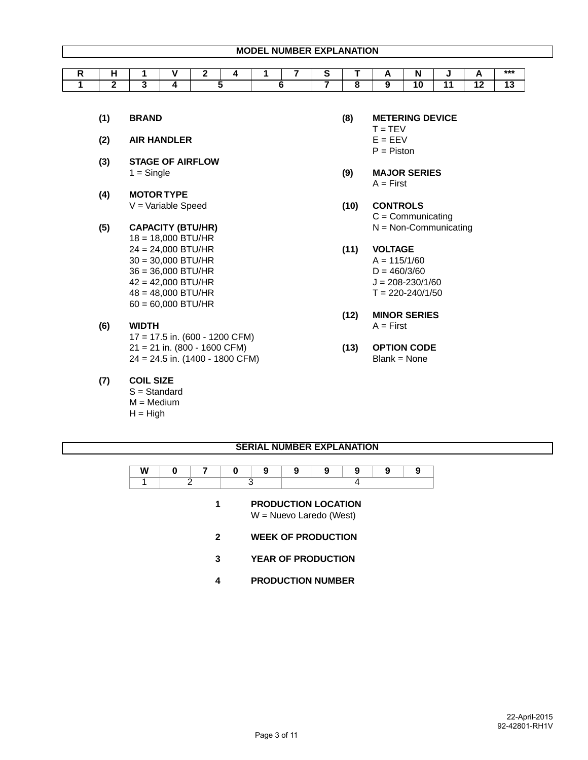## MODEL NUMBER EXPLANATION

| R | H | 1 | V | 2 | 4 | 1 | 7 | S | T | A | N | J | A | *** |
|---|---|---|---|---|---|---|---|---|---|---|---|---|---|---|
| 1 | 2 | 3 | 4 | 5 | | 6 | | 7 | 8 | 9 | 10 | 11 | 12 | 13 |

**(1) BRAND**

**(2) AIR HANDLER**

**(3) STAGE OF AIRFLOW**
1 = Single

**(4) MOTOR TYPE**
V = Variable Speed

**(5) CAPACITY (BTU/HR)**
18 = 18,000 BTU/HR
24 = 24,000 BTU/HR
30 = 30,000 BTU/HR
36 = 36,000 BTU/HR
42 = 42,000 BTU/HR
48 = 48,000 BTU/HR
60 = 60,000 BTU/HR

**(6) WIDTH**
17 = 17.5 in. (600 - 1200 CFM)
21 = 21 in. (800 - 1600 CFM)
24 = 24.5 in. (1400 - 1800 CFM)

**(7) COIL SIZE**
S = Standard
M = Medium
H = High

**(8) METERING DEVICE**
T = TEV
E = EEV
P = Piston

**(9) MAJOR SERIES**
A = First

**(10) CONTROLS**
C = Communicating
N = Non-Communicating

**(11) VOLTAGE**
A = 115/1/60
D = 460/3/60
J = 208-230/1/60
T = 220-240/1/50

**(12) MINOR SERIES**
A = First

**(13) OPTION CODE**
Blank = None

## SERIAL NUMBER EXPLANATION

| W | 0 | 7 | 0 | 9 | 9 | 9 | 9 | 9 | 9 |
|---|---|---|---|---|---|---|---|---|---|
| 1 | 2 | | 3 | | 4 | | | | |

**1 PRODUCTION LOCATION**
W = Nuevo Laredo (West)

**2 WEEK OF PRODUCTION**

**3 YEAR OF PRODUCTION**

**4 PRODUCTION NUMBER**

22-April-2015
92-42801-RH1V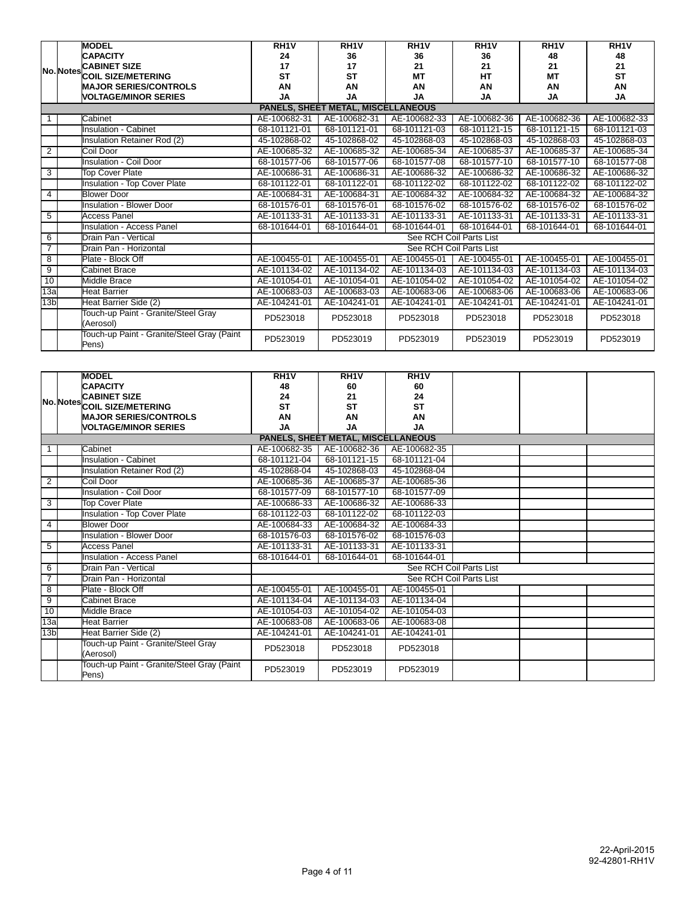| No. | Notes | MODEL<br>CAPACITY<br>CABINET SIZE<br>COIL SIZE/METERING<br>MAJOR SERIES/CONTROLS<br>VOLTAGE/MINOR SERIES | RH1V<br>24<br>17<br>ST<br>AN<br>JA | RH1V<br>36<br>17<br>ST<br>AN<br>JA | RH1V<br>36<br>21<br>MT<br>AN<br>JA | RH1V<br>36<br>21<br>HT<br>AN<br>JA | RH1V<br>48<br>21<br>MT<br>AN<br>JA | RH1V<br>48<br>21<br>ST<br>AN<br>JA |
|---|---|---|---|---|---|---|---|---|
| | | **PANELS, SHEET METAL, MISCELLANEOUS** | | | | | | |
| 1 | | Cabinet | AE-100682-31 | AE-100682-31 | AE-100682-33 | AE-100682-36 | AE-100682-36 | AE-100682-33 |
| | | Insulation - Cabinet | 68-101121-01 | 68-101121-01 | 68-101121-03 | 68-101121-15 | 68-101121-15 | 68-101121-03 |
| | | Insulation Retainer Rod (2) | 45-102868-02 | 45-102868-02 | 45-102868-03 | 45-102868-03 | 45-102868-03 | 45-102868-03 |
| 2 | | Coil Door | AE-100685-32 | AE-100685-32 | AE-100685-34 | AE-100685-37 | AE-100685-37 | AE-100685-34 |
| | | Insulation - Coil Door | 68-101577-06 | 68-101577-06 | 68-101577-08 | 68-101577-10 | 68-101577-10 | 68-101577-08 |
| 3 | | Top Cover Plate | AE-100686-31 | AE-100686-31 | AE-100686-32 | AE-100686-32 | AE-100686-32 | AE-100686-32 |
| | | Insulation - Top Cover Plate | 68-101122-01 | 68-101122-01 | 68-101122-02 | 68-101122-02 | 68-101122-02 | 68-101122-02 |
| 4 | | Blower Door | AE-100684-31 | AE-100684-31 | AE-100684-32 | AE-100684-32 | AE-100684-32 | AE-100684-32 |
| | | Insulation - Blower Door | 68-101576-01 | 68-101576-01 | 68-101576-02 | 68-101576-02 | 68-101576-02 | 68-101576-02 |
| 5 | | Access Panel | AE-101133-31 | AE-101133-31 | AE-101133-31 | AE-101133-31 | AE-101133-31 | AE-101133-31 |
| | | Insulation - Access Panel | 68-101644-01 | 68-101644-01 | 68-101644-01 | 68-101644-01 | 68-101644-01 | 68-101644-01 |
| 6 | | Drain Pan - Vertical | See RCH Coil Parts List | | | | | |
| 7 | | Drain Pan - Horizontal | See RCH Coil Parts List | | | | | |
| 8 | | Plate - Block Off | AE-100455-01 | AE-100455-01 | AE-100455-01 | AE-100455-01 | AE-100455-01 | AE-100455-01 |
| 9 | | Cabinet Brace | AE-101134-02 | AE-101134-02 | AE-101134-03 | AE-101134-03 | AE-101134-03 | AE-101134-03 |
| 10 | | Middle Brace | AE-101054-01 | AE-101054-01 | AE-101054-02 | AE-101054-02 | AE-101054-02 | AE-101054-02 |
| 13a | | Heat Barrier | AE-100683-03 | AE-100683-03 | AE-100683-06 | AE-100683-06 | AE-100683-06 | AE-100683-06 |
| 13b | | Heat Barrier Side (2) | AE-104241-01 | AE-104241-01 | AE-104241-01 | AE-104241-01 | AE-104241-01 | AE-104241-01 |
| | | Touch-up Paint - Granite/Steel Gray (Aerosol) | PD523018 | PD523018 | PD523018 | PD523018 | PD523018 | PD523018 |
| | | Touch-up Paint - Granite/Steel Gray (Paint Pens) | PD523019 | PD523019 | PD523019 | PD523019 | PD523019 | PD523019 |

| No. | Notes | MODEL<br>CAPACITY<br>CABINET SIZE<br>COIL SIZE/METERING<br>MAJOR SERIES/CONTROLS<br>VOLTAGE/MINOR SERIES | RH1V<br>48<br>24<br>ST<br>AN<br>JA | RH1V<br>60<br>21<br>ST<br>AN<br>JA | RH1V<br>60<br>24<br>ST<br>AN<br>JA | | | |
|---|---|---|---|---|---|---|---|---|
| | | **PANELS, SHEET METAL, MISCELLANEOUS** | | | | | | |
| 1 | | Cabinet | AE-100682-35 | AE-100682-36 | AE-100682-35 | | | |
| | | Insulation - Cabinet | 68-101121-04 | 68-101121-15 | 68-101121-04 | | | |
| | | Insulation Retainer Rod (2) | 45-102868-04 | 45-102868-03 | 45-102868-04 | | | |
| 2 | | Coil Door | AE-100685-36 | AE-100685-37 | AE-100685-36 | | | |
| | | Insulation - Coil Door | 68-101577-09 | 68-101577-10 | 68-101577-09 | | | |
| 3 | | Top Cover Plate | AE-100686-33 | AE-100686-32 | AE-100686-33 | | | |
| | | Insulation - Top Cover Plate | 68-101122-03 | 68-101122-02 | 68-101122-03 | | | |
| 4 | | Blower Door | AE-100684-33 | AE-100684-32 | AE-100684-33 | | | |
| | | Insulation - Blower Door | 68-101576-03 | 68-101576-02 | 68-101576-03 | | | |
| 5 | | Access Panel | AE-101133-31 | AE-101133-31 | AE-101133-31 | | | |
| | | Insulation - Access Panel | 68-101644-01 | 68-101644-01 | 68-101644-01 | | | |
| 6 | | Drain Pan - Vertical | See RCH Coil Parts List | | | | | |
| 7 | | Drain Pan - Horizontal | See RCH Coil Parts List | | | | | |
| 8 | | Plate - Block Off | AE-100455-01 | AE-100455-01 | AE-100455-01 | | | |
| 9 | | Cabinet Brace | AE-101134-04 | AE-101134-03 | AE-101134-04 | | | |
| 10 | | Middle Brace | AE-101054-03 | AE-101054-02 | AE-101054-03 | | | |
| 13a | | Heat Barrier | AE-100683-08 | AE-100683-06 | AE-100683-08 | | | |
| 13b | | Heat Barrier Side (2) | AE-104241-01 | AE-104241-01 | AE-104241-01 | | | |
| | | Touch-up Paint - Granite/Steel Gray (Aerosol) | PD523018 | PD523018 | PD523018 | | | |
| | | Touch-up Paint - Granite/Steel Gray (Paint Pens) | PD523019 | PD523019 | PD523019 | | | |

22-April-2015
92-42801-RH1V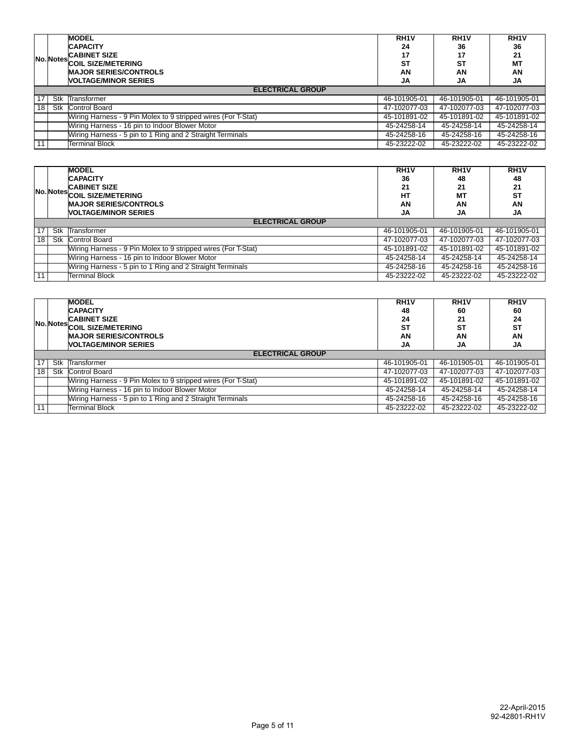| No. | Notes | MODEL<br>CAPACITY<br>CABINET SIZE<br>COIL SIZE/METERING<br>MAJOR SERIES/CONTROLS<br>VOLTAGE/MINOR SERIES | RH1V<br>24<br>17<br>ST<br>AN<br>JA | RH1V<br>36<br>17<br>ST<br>AN<br>JA | RH1V<br>36<br>21<br>MT<br>AN<br>JA |
|---|---|---|---|---|---|
| | | **ELECTRICAL GROUP** | | | |
| 17 | Stk | Transformer | 46-101905-01 | 46-101905-01 | 46-101905-01 |
| 18 | Stk | Control Board | 47-102077-03 | 47-102077-03 | 47-102077-03 |
| | | Wiring Harness - 9 Pin Molex to 9 stripped wires (For T-Stat) | 45-101891-02 | 45-101891-02 | 45-101891-02 |
| | | Wiring Harness - 16 pin to Indoor Blower Motor | 45-24258-14 | 45-24258-14 | 45-24258-14 |
| | | Wiring Harness - 5 pin to 1 Ring and 2 Straight Terminals | 45-24258-16 | 45-24258-16 | 45-24258-16 |
| 11 | | Terminal Block | 45-23222-02 | 45-23222-02 | 45-23222-02 |

| No. | Notes | MODEL<br>CAPACITY<br>CABINET SIZE<br>COIL SIZE/METERING<br>MAJOR SERIES/CONTROLS<br>VOLTAGE/MINOR SERIES | RH1V<br>36<br>21<br>HT<br>AN<br>JA | RH1V<br>48<br>21<br>MT<br>AN<br>JA | RH1V<br>48<br>21<br>ST<br>AN<br>JA |
|---|---|---|---|---|---|
| | | **ELECTRICAL GROUP** | | | |
| 17 | Stk | Transformer | 46-101905-01 | 46-101905-01 | 46-101905-01 |
| 18 | Stk | Control Board | 47-102077-03 | 47-102077-03 | 47-102077-03 |
| | | Wiring Harness - 9 Pin Molex to 9 stripped wires (For T-Stat) | 45-101891-02 | 45-101891-02 | 45-101891-02 |
| | | Wiring Harness - 16 pin to Indoor Blower Motor | 45-24258-14 | 45-24258-14 | 45-24258-14 |
| | | Wiring Harness - 5 pin to 1 Ring and 2 Straight Terminals | 45-24258-16 | 45-24258-16 | 45-24258-16 |
| 11 | | Terminal Block | 45-23222-02 | 45-23222-02 | 45-23222-02 |

| No. | Notes | MODEL<br>CAPACITY<br>CABINET SIZE<br>COIL SIZE/METERING<br>MAJOR SERIES/CONTROLS<br>VOLTAGE/MINOR SERIES | RH1V<br>48<br>24<br>ST<br>AN<br>JA | RH1V<br>60<br>21<br>ST<br>AN<br>JA | RH1V<br>60<br>24<br>ST<br>AN<br>JA |
|---|---|---|---|---|---|
| | | **ELECTRICAL GROUP** | | | |
| 17 | Stk | Transformer | 46-101905-01 | 46-101905-01 | 46-101905-01 |
| 18 | Stk | Control Board | 47-102077-03 | 47-102077-03 | 47-102077-03 |
| | | Wiring Harness - 9 Pin Molex to 9 stripped wires (For T-Stat) | 45-101891-02 | 45-101891-02 | 45-101891-02 |
| | | Wiring Harness - 16 pin to Indoor Blower Motor | 45-24258-14 | 45-24258-14 | 45-24258-14 |
| | | Wiring Harness - 5 pin to 1 Ring and 2 Straight Terminals | 45-24258-16 | 45-24258-16 | 45-24258-16 |
| 11 | | Terminal Block | 45-23222-02 | 45-23222-02 | 45-23222-02 |

22-April-2015
92-42801-RH1V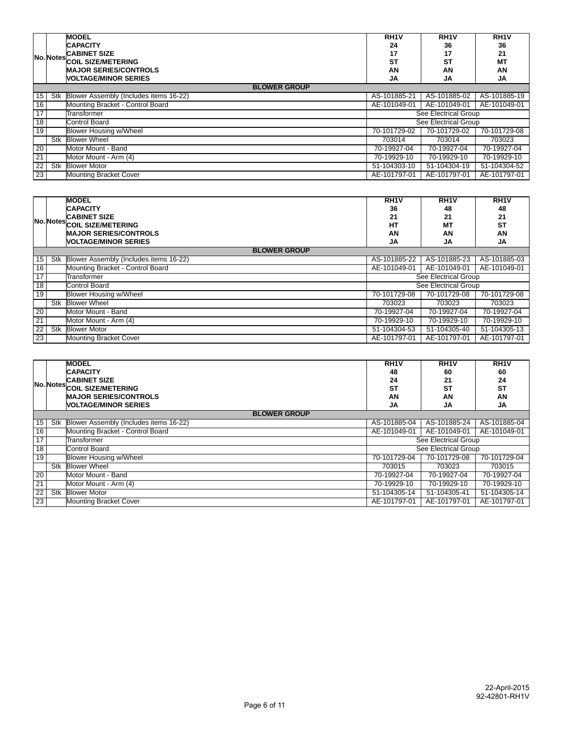| No. | Notes | MODEL<br>CAPACITY<br>CABINET SIZE<br>COIL SIZE/METERING<br>MAJOR SERIES/CONTROLS<br>VOLTAGE/MINOR SERIES | RH1V<br>24<br>17<br>ST<br>AN<br>JA | RH1V<br>36<br>17<br>ST<br>AN<br>JA | RH1V<br>36<br>21<br>MT<br>AN<br>JA |
|---|---|---|---|---|---|
| | | **BLOWER GROUP** | | | |
| 15 | Stk | Blower Assembly (Includes items 16-22) | AS-101885-21 | AS-101885-02 | AS-101885-19 |
| 16 | | Mounting Bracket - Control Board | AE-101049-01 | AE-101049-01 | AE-101049-01 |
| 17 | | Transformer | See Electrical Group | | |
| 18 | | Control Board | See Electrical Group | | |
| 19 | | Blower Housing w/Wheel | 70-101729-02 | 70-101729-02 | 70-101729-08 |
| | Stk | Blower Wheel | 703014 | 703014 | 703023 |
| 20 | | Motor Mount - Band | 70-19927-04 | 70-19927-04 | 70-19927-04 |
| 21 | | Motor Mount - Arm (4) | 70-19929-10 | 70-19929-10 | 70-19929-10 |
| 22 | Stk | Blower Motor | 51-104303-10 | 51-104304-19 | 51-104304-52 |
| 23 | | Mounting Bracket Cover | AE-101797-01 | AE-101797-01 | AE-101797-01 |

| No. | Notes | MODEL<br>CAPACITY<br>CABINET SIZE<br>COIL SIZE/METERING<br>MAJOR SERIES/CONTROLS<br>VOLTAGE/MINOR SERIES | RH1V<br>36<br>21<br>HT<br>AN<br>JA | RH1V<br>48<br>21<br>MT<br>AN<br>JA | RH1V<br>48<br>21<br>ST<br>AN<br>JA |
|---|---|---|---|---|---|
| | | **BLOWER GROUP** | | | |
| 15 | Stk | Blower Assembly (Includes items 16-22) | AS-101885-22 | AS-101885-23 | AS-101885-03 |
| 16 | | Mounting Bracket - Control Board | AE-101049-01 | AE-101049-01 | AE-101049-01 |
| 17 | | Transformer | See Electrical Group | | |
| 18 | | Control Board | See Electrical Group | | |
| 19 | | Blower Housing w/Wheel | 70-101729-08 | 70-101729-08 | 70-101729-08 |
| | Stk | Blower Wheel | 703023 | 703023 | 703023 |
| 20 | | Motor Mount - Band | 70-19927-04 | 70-19927-04 | 70-19927-04 |
| 21 | | Motor Mount - Arm (4) | 70-19929-10 | 70-19929-10 | 70-19929-10 |
| 22 | Stk | Blower Motor | 51-104304-53 | 51-104305-40 | 51-104305-13 |
| 23 | | Mounting Bracket Cover | AE-101797-01 | AE-101797-01 | AE-101797-01 |

| No. | Notes | MODEL<br>CAPACITY<br>CABINET SIZE<br>COIL SIZE/METERING<br>MAJOR SERIES/CONTROLS<br>VOLTAGE/MINOR SERIES | RH1V<br>48<br>24<br>ST<br>AN<br>JA | RH1V<br>60<br>21<br>ST<br>AN<br>JA | RH1V<br>60<br>24<br>ST<br>AN<br>JA |
|---|---|---|---|---|---|
| | | **BLOWER GROUP** | | | |
| 15 | Stk | Blower Assembly (Includes items 16-22) | AS-101885-04 | AS-101885-24 | AS-101885-04 |
| 16 | | Mounting Bracket - Control Board | AE-101049-01 | AE-101049-01 | AE-101049-01 |
| 17 | | Transformer | See Electrical Group | | |
| 18 | | Control Board | See Electrical Group | | |
| 19 | | Blower Housing w/Wheel | 70-101729-04 | 70-101729-08 | 70-101729-04 |
| | Stk | Blower Wheel | 703015 | 703023 | 703015 |
| 20 | | Motor Mount - Band | 70-19927-04 | 70-19927-04 | 70-19927-04 |
| 21 | | Motor Mount - Arm (4) | 70-19929-10 | 70-19929-10 | 70-19929-10 |
| 22 | Stk | Blower Motor | 51-104305-14 | 51-104305-41 | 51-104305-14 |
| 23 | | Mounting Bracket Cover | AE-101797-01 | AE-101797-01 | AE-101797-01 |

22-April-2015
92-42801-RH1V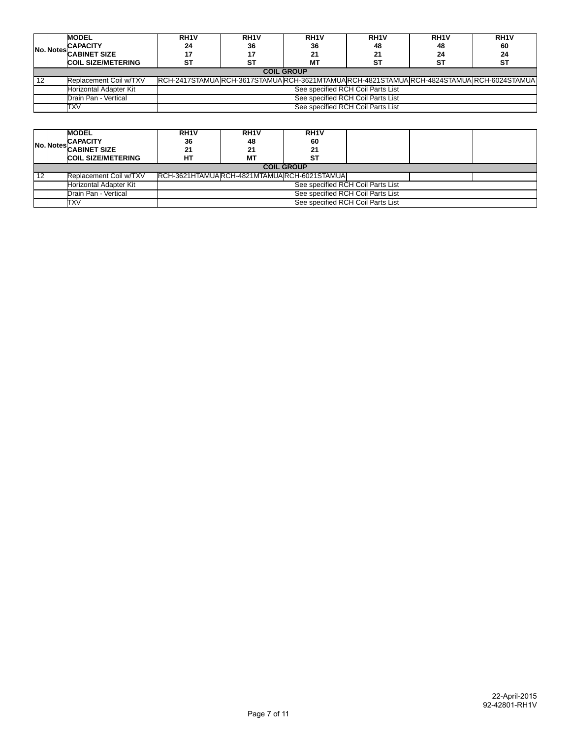| No. | Notes | MODEL<br>CAPACITY<br>CABINET SIZE<br>COIL SIZE/METERING | RH1V<br>24<br>17<br>ST | RH1V<br>36<br>17<br>ST | RH1V<br>36<br>21<br>MT | RH1V<br>48<br>21<br>ST | RH1V<br>48<br>24<br>ST | RH1V<br>60<br>24<br>ST |
|---|---|---|---|---|---|---|---|---|
| | | **COIL GROUP** | | | | | | |
| 12 | | Replacement Coil w/TXV | RCH-2417STAMUA | RCH-3617STAMUA | RCH-3621MTAMUA | RCH-4821STAMUA | RCH-4824STAMUA | RCH-6024STAMUA |
| | | Horizontal Adapter Kit | See specified RCH Coil Parts List | | | | | |
| | | Drain Pan - Vertical | See specified RCH Coil Parts List | | | | | |
| | | TXV | See specified RCH Coil Parts List | | | | | |

| No. | Notes | MODEL<br>CAPACITY<br>CABINET SIZE<br>COIL SIZE/METERING | RH1V<br>36<br>21<br>HT | RH1V<br>48<br>21<br>MT | RH1V<br>60<br>21<br>ST | | | |
|---|---|---|---|---|---|---|---|---|
| | | **COIL GROUP** | | | | | | |
| 12 | | Replacement Coil w/TXV | RCH-3621HTAMUA | RCH-4821MTAMUA | RCH-6021STAMUA | | | |
| | | Horizontal Adapter Kit | See specified RCH Coil Parts List | | | | | |
| | | Drain Pan - Vertical | See specified RCH Coil Parts List | | | | | |
| | | TXV | See specified RCH Coil Parts List | | | | | |

22-April-2015
92-42801-RH1V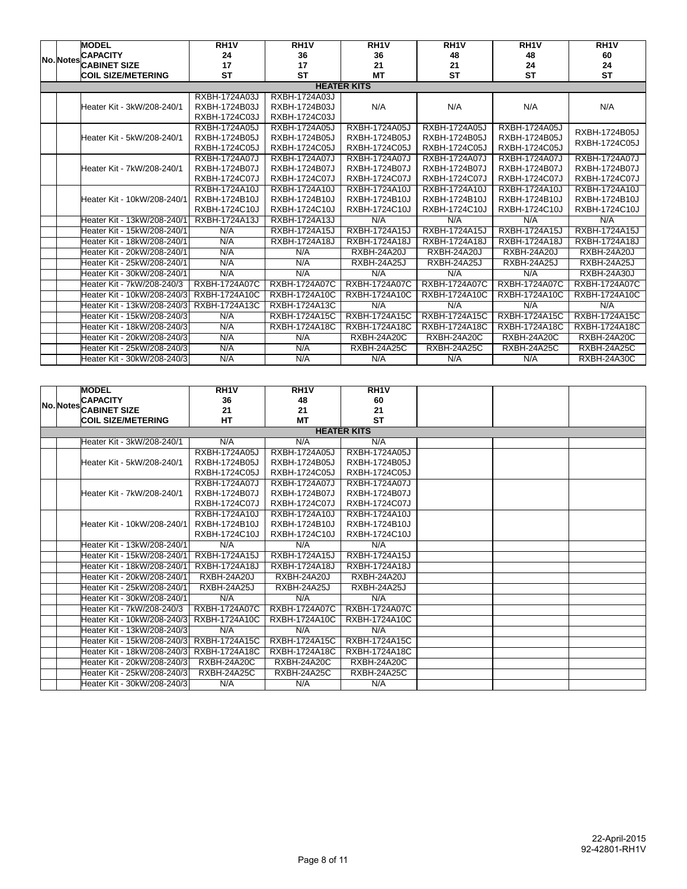| No. | Notes | MODEL<br>CAPACITY<br>CABINET SIZE<br>COIL SIZE/METERING | RH1V<br>24<br>17<br>ST | RH1V<br>36<br>17<br>ST | RH1V<br>36<br>21<br>MT | RH1V<br>48<br>21<br>ST | RH1V<br>48<br>24<br>ST | RH1V<br>60<br>24<br>ST |
|---|---|---|---|---|---|---|---|---|
| | | **HEATER KITS** | | | | | | |
| | | Heater Kit - 3kW/208-240/1 | RXBH-1724A03J<br>RXBH-1724B03J<br>RXBH-1724C03J | RXBH-1724A03J<br>RXBH-1724B03J<br>RXBH-1724C03J | N/A | N/A | N/A | N/A |
| | | Heater Kit - 5kW/208-240/1 | RXBH-1724A05J<br>RXBH-1724B05J<br>RXBH-1724C05J | RXBH-1724A05J<br>RXBH-1724B05J<br>RXBH-1724C05J | RXBH-1724A05J<br>RXBH-1724B05J<br>RXBH-1724C05J | RXBH-1724A05J<br>RXBH-1724B05J<br>RXBH-1724C05J | RXBH-1724A05J<br>RXBH-1724B05J<br>RXBH-1724C05J | RXBH-1724B05J<br>RXBH-1724C05J |
| | | Heater Kit - 7kW/208-240/1 | RXBH-1724A07J<br>RXBH-1724B07J<br>RXBH-1724C07J | RXBH-1724A07J<br>RXBH-1724B07J<br>RXBH-1724C07J | RXBH-1724A07J<br>RXBH-1724B07J<br>RXBH-1724C07J | RXBH-1724A07J<br>RXBH-1724B07J<br>RXBH-1724C07J | RXBH-1724A07J<br>RXBH-1724B07J<br>RXBH-1724C07J | RXBH-1724A07J<br>RXBH-1724B07J<br>RXBH-1724C07J |
| | | Heater Kit - 10kW/208-240/1 | RXBH-1724A10J<br>RXBH-1724B10J<br>RXBH-1724C10J | RXBH-1724A10J<br>RXBH-1724B10J<br>RXBH-1724C10J | RXBH-1724A10J<br>RXBH-1724B10J<br>RXBH-1724C10J | RXBH-1724A10J<br>RXBH-1724B10J<br>RXBH-1724C10J | RXBH-1724A10J<br>RXBH-1724B10J<br>RXBH-1724C10J | RXBH-1724A10J<br>RXBH-1724B10J<br>RXBH-1724C10J |
| | | Heater Kit - 13kW/208-240/1 | RXBH-1724A13J | RXBH-1724A13J | N/A | N/A | N/A | N/A |
| | | Heater Kit - 15kW/208-240/1 | N/A | RXBH-1724A15J | RXBH-1724A15J | RXBH-1724A15J | RXBH-1724A15J | RXBH-1724A15J |
| | | Heater Kit - 18kW/208-240/1 | N/A | RXBH-1724A18J | RXBH-1724A18J | RXBH-1724A18J | RXBH-1724A18J | RXBH-1724A18J |
| | | Heater Kit - 20kW/208-240/1 | N/A | N/A | RXBH-24A20J | RXBH-24A20J | RXBH-24A20J | RXBH-24A20J |
| | | Heater Kit - 25kW/208-240/1 | N/A | N/A | RXBH-24A25J | RXBH-24A25J | RXBH-24A25J | RXBH-24A25J |
| | | Heater Kit - 30kW/208-240/1 | N/A | N/A | N/A | N/A | N/A | RXBH-24A30J |
| | | Heater Kit - 7kW/208-240/3 | RXBH-1724A07C | RXBH-1724A07C | RXBH-1724A07C | RXBH-1724A07C | RXBH-1724A07C | RXBH-1724A07C |
| | | Heater Kit - 10kW/208-240/3 | RXBH-1724A10C | RXBH-1724A10C | RXBH-1724A10C | RXBH-1724A10C | RXBH-1724A10C | RXBH-1724A10C |
| | | Heater Kit - 13kW/208-240/3 | RXBH-1724A13C | RXBH-1724A13C | N/A | N/A | N/A | N/A |
| | | Heater Kit - 15kW/208-240/3 | N/A | RXBH-1724A15C | RXBH-1724A15C | RXBH-1724A15C | RXBH-1724A15C | RXBH-1724A15C |
| | | Heater Kit - 18kW/208-240/3 | N/A | RXBH-1724A18C | RXBH-1724A18C | RXBH-1724A18C | RXBH-1724A18C | RXBH-1724A18C |
| | | Heater Kit - 20kW/208-240/3 | N/A | N/A | RXBH-24A20C | RXBH-24A20C | RXBH-24A20C | RXBH-24A20C |
| | | Heater Kit - 25kW/208-240/3 | N/A | N/A | RXBH-24A25C | RXBH-24A25C | RXBH-24A25C | RXBH-24A25C |
| | | Heater Kit - 30kW/208-240/3 | N/A | N/A | N/A | N/A | N/A | RXBH-24A30C |

| No. | Notes | MODEL<br>CAPACITY<br>CABINET SIZE<br>COIL SIZE/METERING | RH1V<br>36<br>21<br>HT | RH1V<br>48<br>21<br>MT | RH1V<br>60<br>21<br>ST | | | |
|---|---|---|---|---|---|---|---|---|
| | | **HEATER KITS** | | | | | | |
| | | Heater Kit - 3kW/208-240/1 | N/A | N/A | N/A | | | |
| | | Heater Kit - 5kW/208-240/1 | RXBH-1724A05J<br>RXBH-1724B05J<br>RXBH-1724C05J | RXBH-1724A05J<br>RXBH-1724B05J<br>RXBH-1724C05J | RXBH-1724A05J<br>RXBH-1724B05J<br>RXBH-1724C05J | | | |
| | | Heater Kit - 7kW/208-240/1 | RXBH-1724A07J<br>RXBH-1724B07J<br>RXBH-1724C07J | RXBH-1724A07J<br>RXBH-1724B07J<br>RXBH-1724C07J | RXBH-1724A07J<br>RXBH-1724B07J<br>RXBH-1724C07J | | | |
| | | Heater Kit - 10kW/208-240/1 | RXBH-1724A10J<br>RXBH-1724B10J<br>RXBH-1724C10J | RXBH-1724A10J<br>RXBH-1724B10J<br>RXBH-1724C10J | RXBH-1724A10J<br>RXBH-1724B10J<br>RXBH-1724C10J | | | |
| | | Heater Kit - 13kW/208-240/1 | N/A | N/A | N/A | | | |
| | | Heater Kit - 15kW/208-240/1 | RXBH-1724A15J | RXBH-1724A15J | RXBH-1724A15J | | | |
| | | Heater Kit - 18kW/208-240/1 | RXBH-1724A18J | RXBH-1724A18J | RXBH-1724A18J | | | |
| | | Heater Kit - 20kW/208-240/1 | RXBH-24A20J | RXBH-24A20J | RXBH-24A20J | | | |
| | | Heater Kit - 25kW/208-240/1 | RXBH-24A25J | RXBH-24A25J | RXBH-24A25J | | | |
| | | Heater Kit - 30kW/208-240/1 | N/A | N/A | N/A | | | |
| | | Heater Kit - 7kW/208-240/3 | RXBH-1724A07C | RXBH-1724A07C | RXBH-1724A07C | | | |
| | | Heater Kit - 10kW/208-240/3 | RXBH-1724A10C | RXBH-1724A10C | RXBH-1724A10C | | | |
| | | Heater Kit - 13kW/208-240/3 | N/A | N/A | N/A | | | |
| | | Heater Kit - 15kW/208-240/3 | RXBH-1724A15C | RXBH-1724A15C | RXBH-1724A15C | | | |
| | | Heater Kit - 18kW/208-240/3 | RXBH-1724A18C | RXBH-1724A18C | RXBH-1724A18C | | | |
| | | Heater Kit - 20kW/208-240/3 | RXBH-24A20C | RXBH-24A20C | RXBH-24A20C | | | |
| | | Heater Kit - 25kW/208-240/3 | RXBH-24A25C | RXBH-24A25C | RXBH-24A25C | | | |
| | | Heater Kit - 30kW/208-240/3 | N/A | N/A | N/A | | | |

22-April-2015
92-42801-RH1V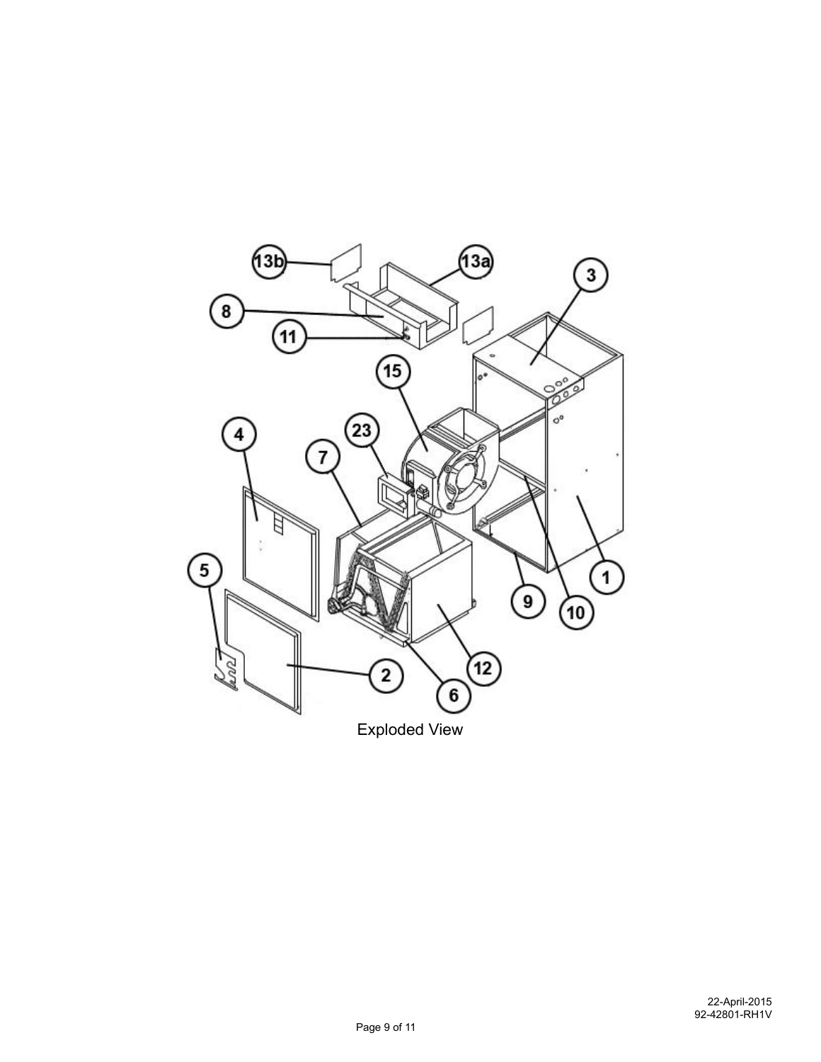Exploded View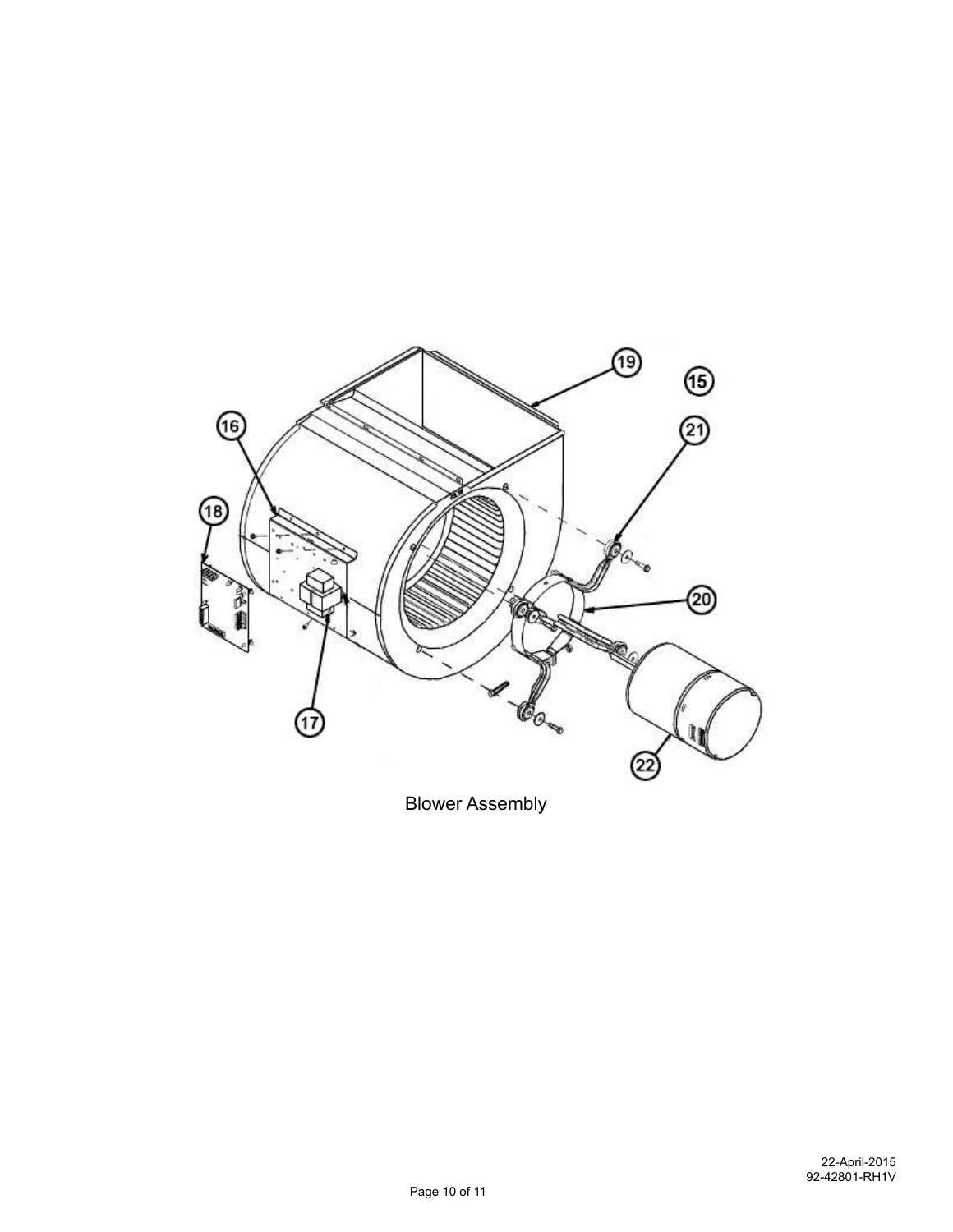Blower Assembly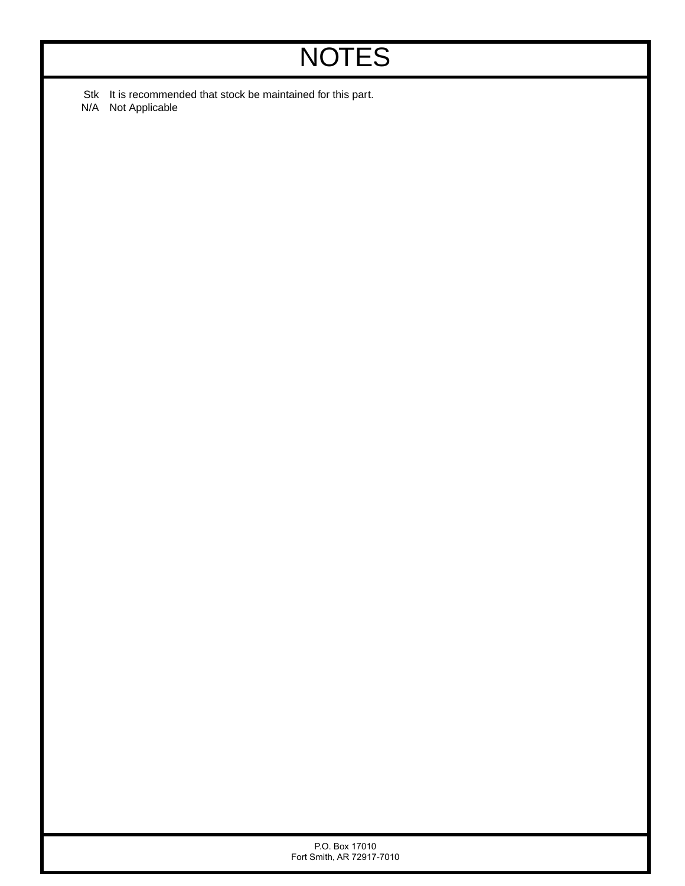# NOTES

| | |
|---|---|
| Stk | It is recommended that stock be maintained for this part. |
| N/A | Not Applicable |

P.O. Box 17010
Fort Smith, AR 72917-7010